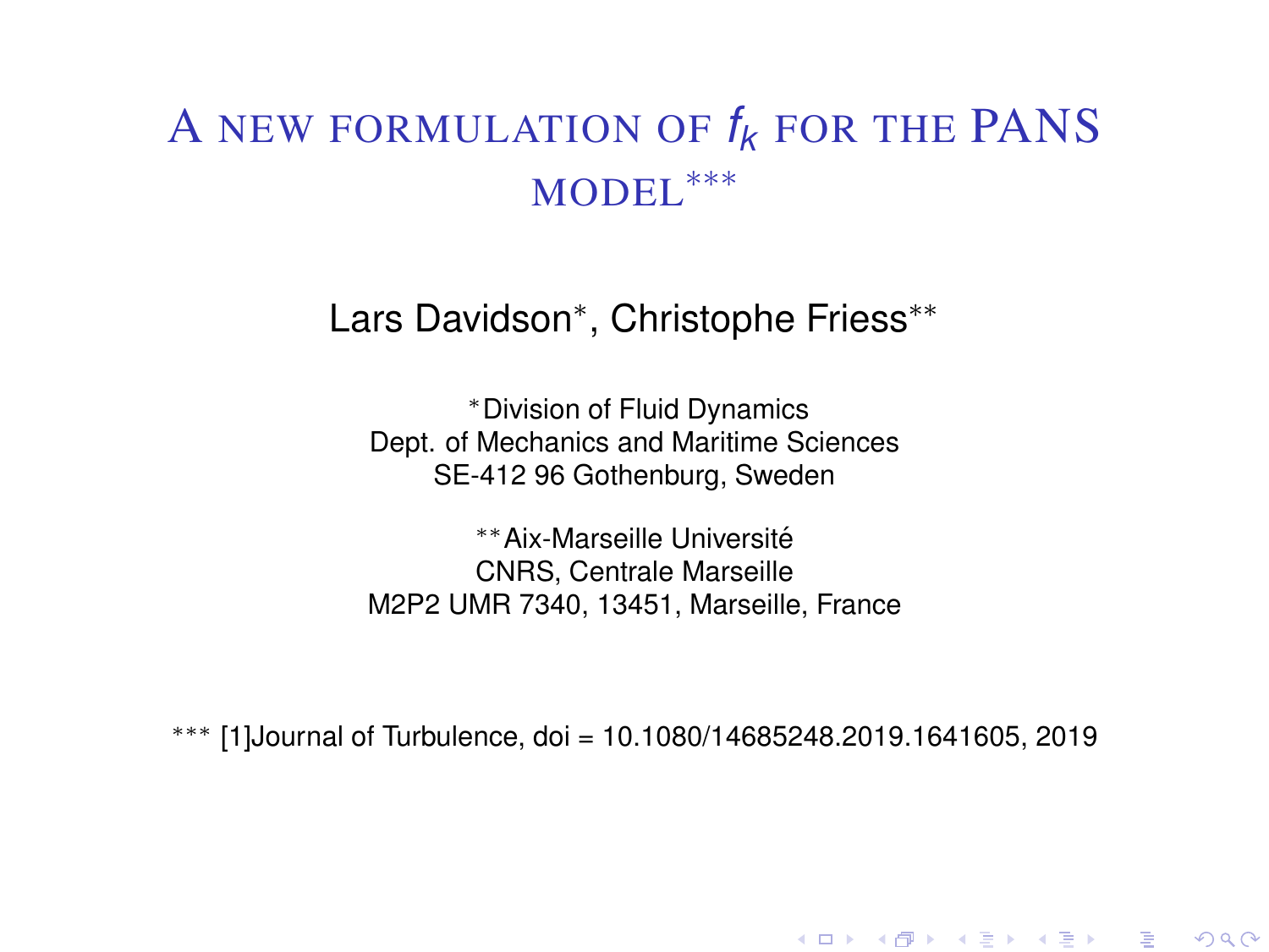# A new formulation of $f_k$ for the PANS model***

Lars Davidson*, Christophe Friess**

*Division of Fluid Dynamics
Dept. of Mechanics and Maritime Sciences
SE-412 96 Gothenburg, Sweden

**Aix-Marseille Université
CNRS, Centrale Marseille
M2P2 UMR 7340, 13451, Marseille, France

*** [1]Journal of Turbulence, doi = 10.1080/14685248.2019.1641605, 2019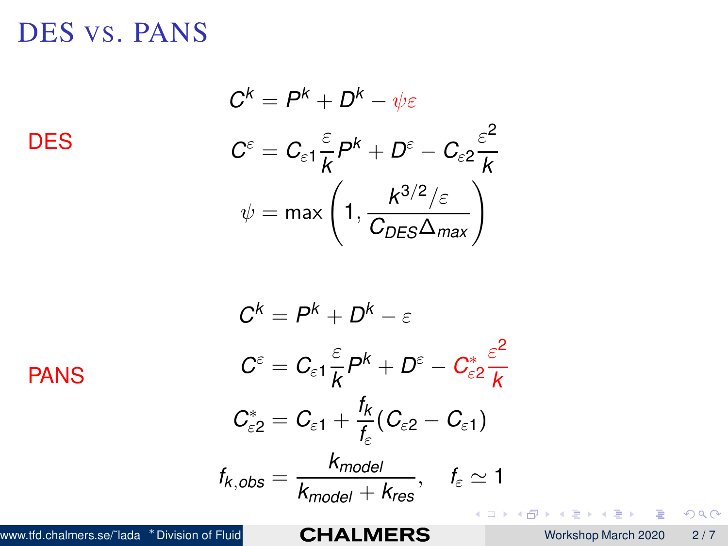# DES vs. PANS

DES

$$C^k = P^k + D^k - \psi\varepsilon$$

$$C^\varepsilon = C_{\varepsilon 1}\frac{\varepsilon}{k}P^k + D^\varepsilon - C_{\varepsilon 2}\frac{\varepsilon^2}{k}$$

$$\psi = \max\left(1, \frac{k^{3/2}/\varepsilon}{C_{DES}\Delta_{max}}\right)$$

PANS

$$C^k = P^k + D^k - \varepsilon$$

$$C^\varepsilon = C_{\varepsilon 1}\frac{\varepsilon}{k}P^k + D^\varepsilon - C^*_{\varepsilon 2}\frac{\varepsilon^2}{k}$$

$$C^*_{\varepsilon 2} = C_{\varepsilon 1} + \frac{f_k}{f_\varepsilon}(C_{\varepsilon 2} - C_{\varepsilon 1})$$

$$f_{k,obs} = \frac{k_{model}}{k_{model} + k_{res}}, \quad f_\varepsilon \simeq 1$$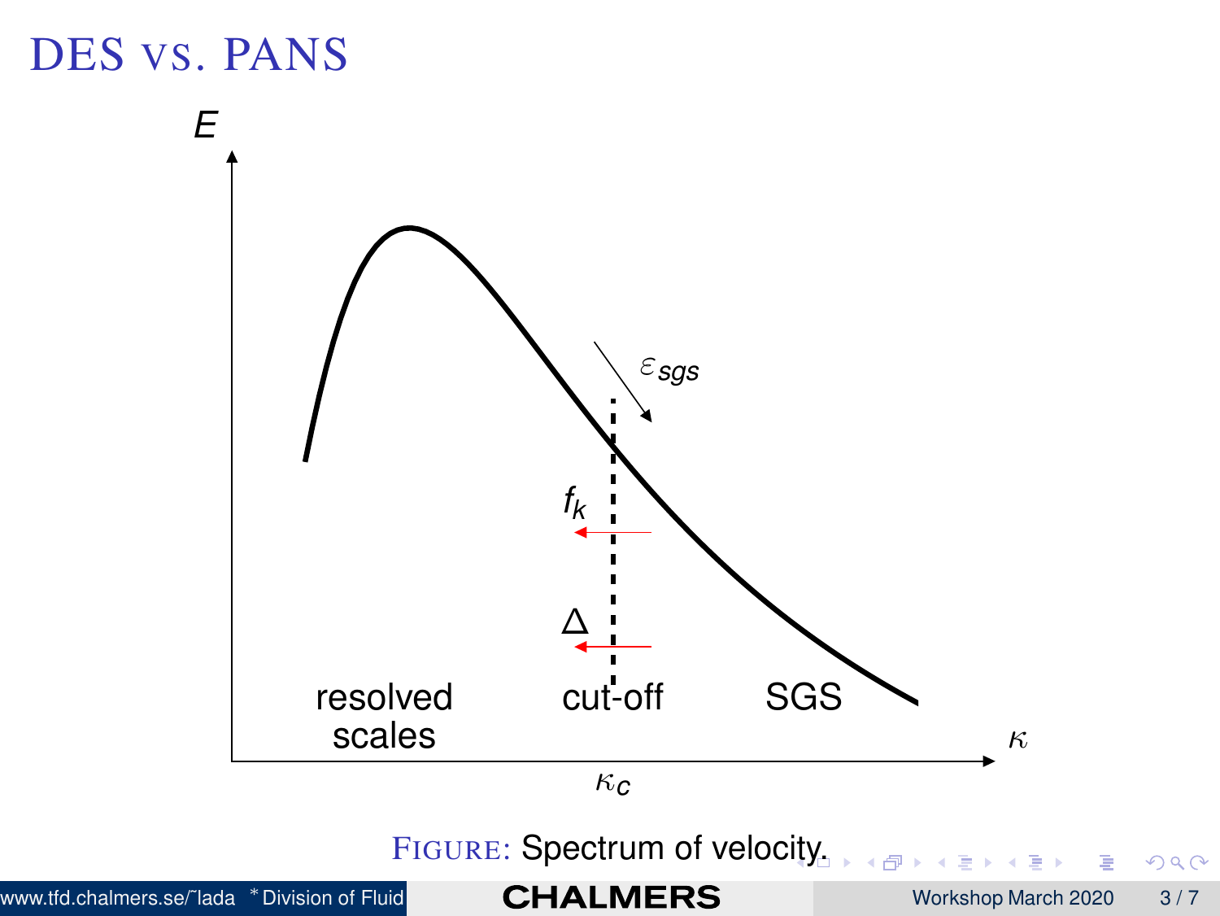# DES vs. PANS

FIGURE: Spectrum of velocity.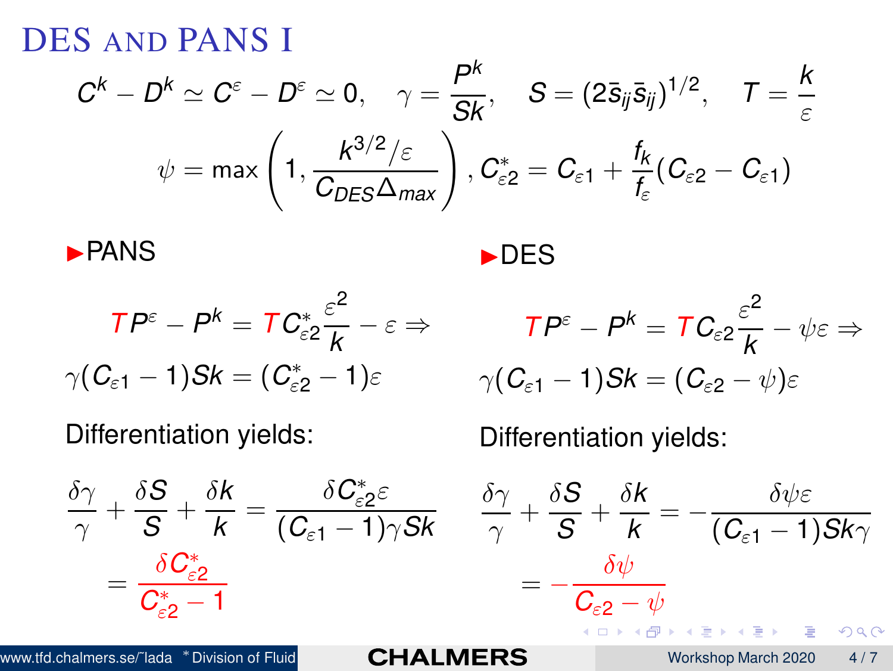# DES and PANS I

$$C^k - D^k \simeq C^\varepsilon - D^\varepsilon \simeq 0, \quad \gamma = \frac{P^k}{Sk}, \quad S = (2\bar{s}_{ij}\bar{s}_{ij})^{1/2}, \quad T = \frac{k}{\varepsilon}$$

$$\psi = \max\left(1, \frac{k^{3/2}/\varepsilon}{C_{DES}\Delta_{max}}\right), C^*_{\varepsilon 2} = C_{\varepsilon 1} + \frac{f_k}{f_\varepsilon}(C_{\varepsilon 2} - C_{\varepsilon 1})$$

- **PANS**

$$TP^\varepsilon - P^k = TC^*_{\varepsilon 2}\frac{\varepsilon^2}{k} - \varepsilon \Rightarrow$$

$$\gamma(C_{\varepsilon 1} - 1)Sk = (C^*_{\varepsilon 2} - 1)\varepsilon$$

Differentiation yields:

$$\frac{\delta\gamma}{\gamma} + \frac{\delta S}{S} + \frac{\delta k}{k} = \frac{\delta C^*_{\varepsilon 2}\varepsilon}{(C_{\varepsilon 1} - 1)\gamma Sk}$$

$$= \frac{\delta C^*_{\varepsilon 2}}{C^*_{\varepsilon 2} - 1}$$

- **DES**

$$TP^\varepsilon - P^k = TC_{\varepsilon 2}\frac{\varepsilon^2}{k} - \psi\varepsilon \Rightarrow$$

$$\gamma(C_{\varepsilon 1} - 1)Sk = (C_{\varepsilon 2} - \psi)\varepsilon$$

Differentiation yields:

$$\frac{\delta\gamma}{\gamma} + \frac{\delta S}{S} + \frac{\delta k}{k} = -\frac{\delta\psi\varepsilon}{(C_{\varepsilon 1} - 1)Sk\gamma}$$

$$= -\frac{\delta\psi}{C_{\varepsilon 2} - \psi}$$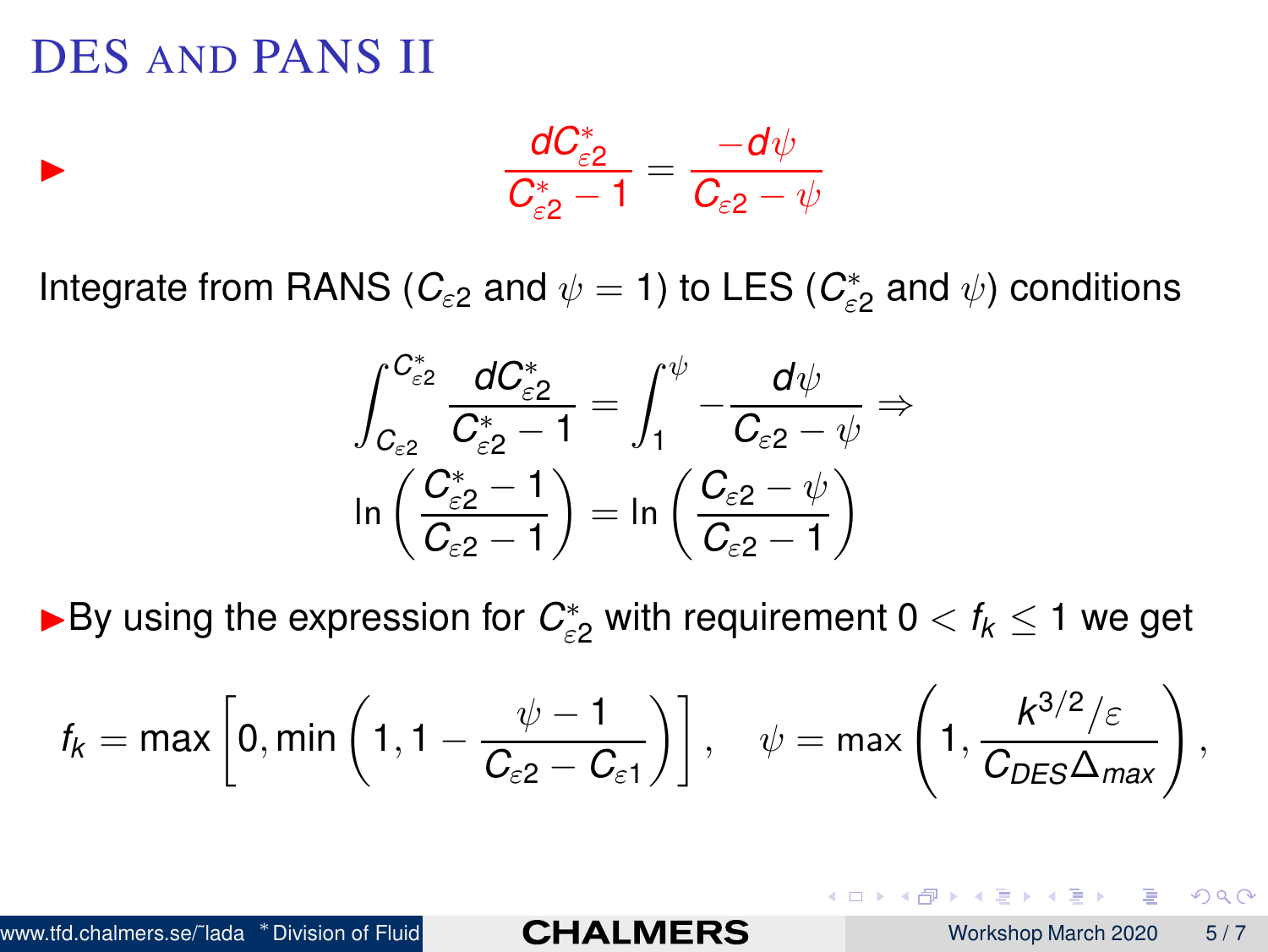# DES and PANS II

- $$\frac{dC^*_{\varepsilon 2}}{C^*_{\varepsilon 2}-1} = \frac{-d\psi}{C_{\varepsilon 2}-\psi}$$

Integrate from RANS ($C_{\varepsilon 2}$ and $\psi = 1$) to LES ($C^*_{\varepsilon 2}$ and $\psi$) conditions

$$\int_{C_{\varepsilon 2}}^{C^*_{\varepsilon 2}} \frac{dC^*_{\varepsilon 2}}{C^*_{\varepsilon 2}-1} = \int_1^{\psi} -\frac{d\psi}{C_{\varepsilon 2}-\psi} \Rightarrow$$

$$\ln\left(\frac{C^*_{\varepsilon 2}-1}{C_{\varepsilon 2}-1}\right) = \ln\left(\frac{C_{\varepsilon 2}-\psi}{C_{\varepsilon 2}-1}\right)$$

- By using the expression for $C^*_{\varepsilon 2}$ with requirement $0 < f_k \leq 1$ we get

$$f_k = \max\left[0, \min\left(1, 1-\frac{\psi-1}{C_{\varepsilon 2}-C_{\varepsilon 1}}\right)\right], \quad \psi = \max\left(1, \frac{k^{3/2}/\varepsilon}{C_{DES}\Delta_{max}}\right),$$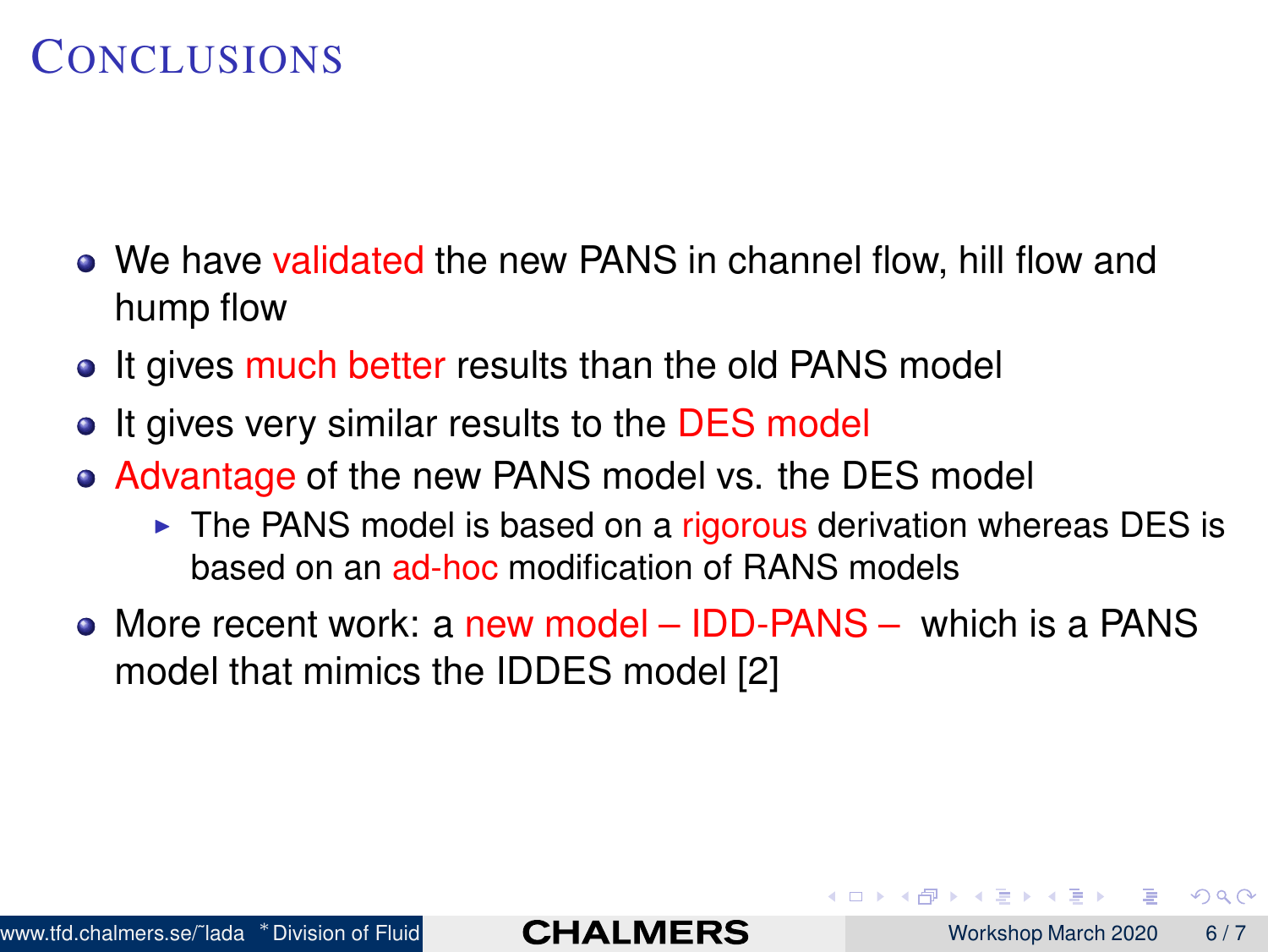# Conclusions

- We have validated the new PANS in channel flow, hill flow and hump flow
- It gives much better results than the old PANS model
- It gives very similar results to the DES model
- Advantage of the new PANS model vs. the DES model
  - The PANS model is based on a rigorous derivation whereas DES is based on an ad-hoc modification of RANS models
- More recent work: a new model – IDD-PANS – which is a PANS model that mimics the IDDES model [2]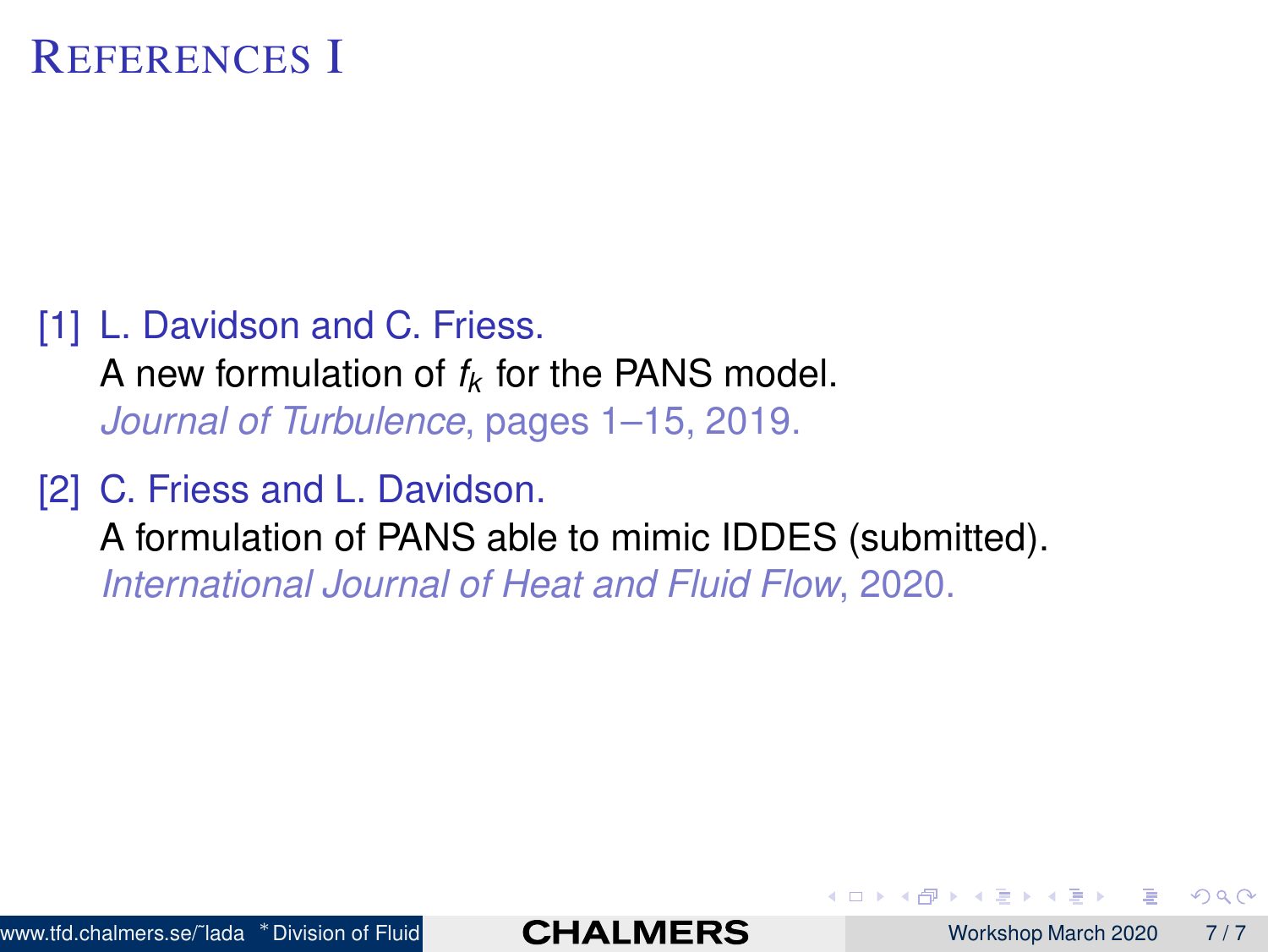# References I

[1] L. Davidson and C. Friess.
A new formulation of $f_k$ for the PANS model.
*Journal of Turbulence*, pages 1–15, 2019.

[2] C. Friess and L. Davidson.
A formulation of PANS able to mimic IDDES (submitted).
*International Journal of Heat and Fluid Flow*, 2020.